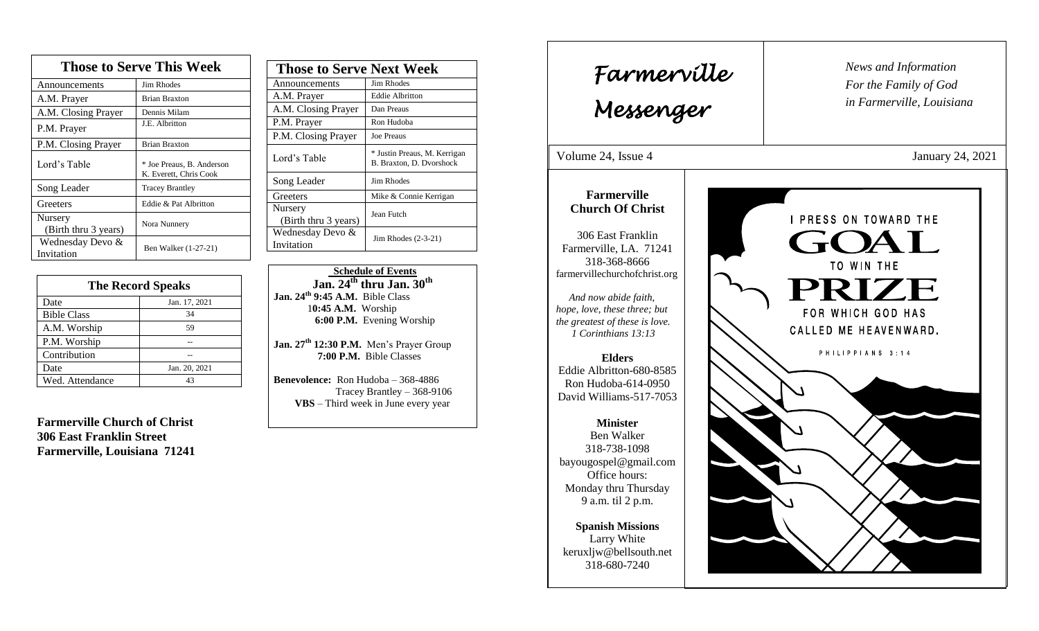| Those to Serve This Week | |
|---|---|
| Announcements | Jim Rhodes |
| A.M. Prayer | Brian Braxton |
| A.M. Closing Prayer | Dennis Milam |
| P.M. Prayer | J.E. Albritton |
| P.M. Closing Prayer | Brian Braxton |
| Lord's Table | * Joe Preaus, B. Anderson K. Everett, Chris Cook |
| Song Leader | Tracey Brantley |
| Greeters | Eddie & Pat Albritton |
| Nursery (Birth thru 3 years) | Nora Nunnery |
| Wednesday Devo & Invitation | Ben Walker (1-27-21) |

| The Record Speaks | |
|---|---|
| Date | Jan. 17, 2021 |
| Bible Class | 34 |
| A.M. Worship | 59 |
| P.M. Worship | -- |
| Contribution | -- |
| Date | Jan. 20, 2021 |
| Wed. Attendance | 43 |

**Farmerville Church of Christ**
**306 East Franklin Street**
**Farmerville, Louisiana 71241**

| Those to Serve Next Week | |
|---|---|
| Announcements | Jim Rhodes |
| A.M. Prayer | Eddie Albritton |
| A.M. Closing Prayer | Dan Preaus |
| P.M. Prayer | Ron Hudoba |
| P.M. Closing Prayer | Joe Preaus |
| Lord's Table | * Justin Preaus, M. Kerrigan B. Braxton, D. Dvorshock |
| Song Leader | Jim Rhodes |
| Greeters | Mike & Connie Kerrigan |
| Nursery (Birth thru 3 years) | Jean Futch |
| Wednesday Devo & Invitation | Jim Rhodes (2-3-21) |

**Schedule of Events**
**Jan. 24th thru Jan. 30th**

**Jan. 24th 9:45 A.M.** Bible Class
**10:45 A.M.** Worship
**6:00 P.M.** Evening Worship

**Jan. 27th 12:30 P.M.** Men's Prayer Group
**7:00 P.M.** Bible Classes

**Benevolence:** Ron Hudoba – 368-4886
Tracey Brantley – 368-9106
**VBS** – Third week in June every year

# Farmerville Messenger

*News and Information For the Family of God in Farmerville, Louisiana*

Volume 24, Issue 4 — January 24, 2021

**Farmerville Church Of Christ**

306 East Franklin
Farmerville, LA. 71241
318-368-8666
farmervillechurchofchrist.org

*And now abide faith, hope, love, these three; but the greatest of these is love. 1 Corinthians 13:13*

**Elders**
Eddie Albritton-680-8585
Ron Hudoba-614-0950
David Williams-517-7053

**Minister**
Ben Walker
318-738-1098
bayougospel@gmail.com
Office hours:
Monday thru Thursday
9 a.m. til 2 p.m.

**Spanish Missions**
Larry White
keruxljw@bellsouth.net
318-680-7240

I PRESS ON TOWARD THE GOAL TO WIN THE PRIZE FOR WHICH GOD HAS CALLED ME HEAVENWARD.
PHILIPPIANS 3:14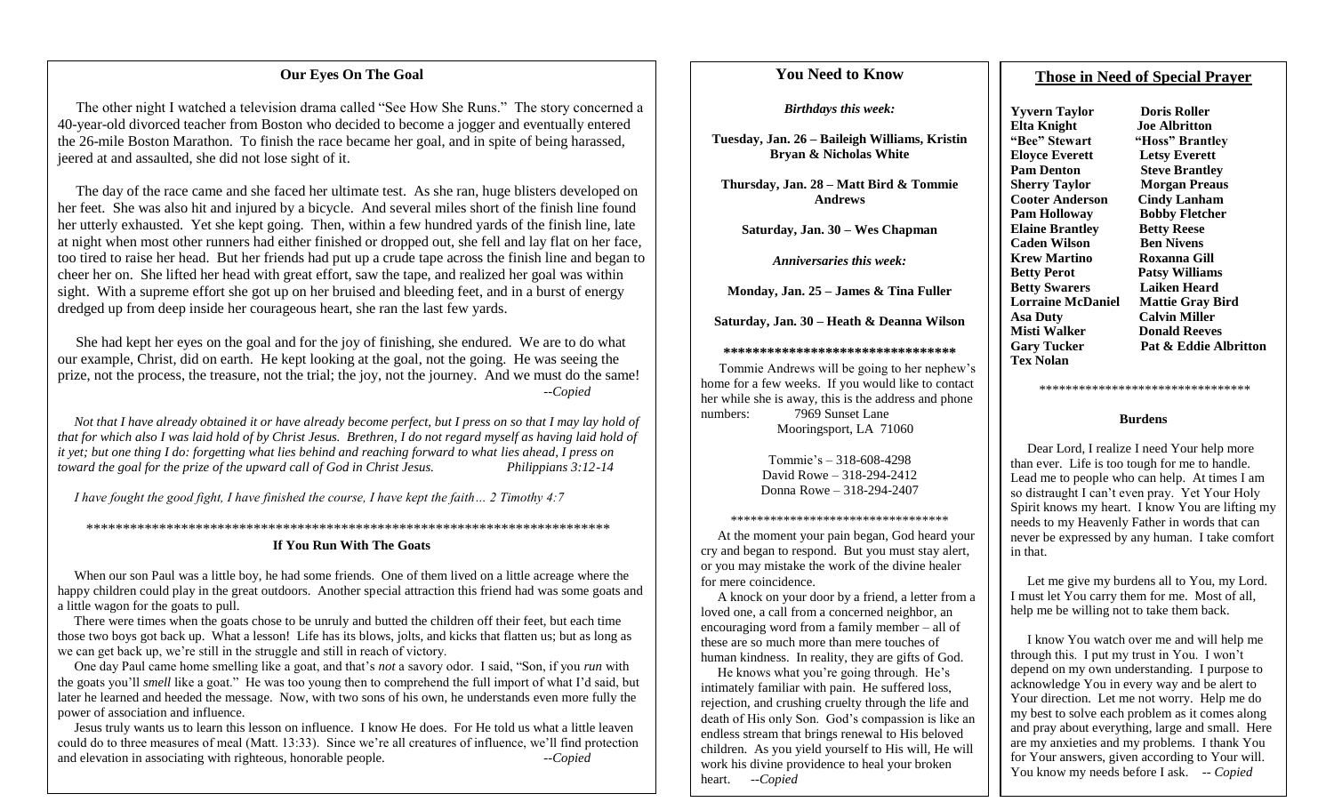## Our Eyes On The Goal

The other night I watched a television drama called "See How She Runs." The story concerned a 40-year-old divorced teacher from Boston who decided to become a jogger and eventually entered the 26-mile Boston Marathon. To finish the race became her goal, and in spite of being harassed, jeered at and assaulted, she did not lose sight of it.

The day of the race came and she faced her ultimate test. As she ran, huge blisters developed on her feet. She was also hit and injured by a bicycle. And several miles short of the finish line found her utterly exhausted. Yet she kept going. Then, within a few hundred yards of the finish line, late at night when most other runners had either finished or dropped out, she fell and lay flat on her face, too tired to raise her head. But her friends had put up a crude tape across the finish line and began to cheer her on. She lifted her head with great effort, saw the tape, and realized her goal was within sight. With a supreme effort she got up on her bruised and bleeding feet, and in a burst of energy dredged up from deep inside her courageous heart, she ran the last few yards.

She had kept her eyes on the goal and for the joy of finishing, she endured. We are to do what our example, Christ, did on earth. He kept looking at the goal, not the going. He was seeing the prize, not the process, the treasure, not the trial; the joy, not the journey. And we must do the same! *--Copied*

*Not that I have already obtained it or have already become perfect, but I press on so that I may lay hold of that for which also I was laid hold of by Christ Jesus. Brethren, I do not regard myself as having laid hold of it yet; but one thing I do: forgetting what lies behind and reaching forward to what lies ahead, I press on toward the goal for the prize of the upward call of God in Christ Jesus. Philippians 3:12-14*

*I have fought the good fight, I have finished the course, I have kept the faith… 2 Timothy 4:7*

*****************************************************************************

## If You Run With The Goats

When our son Paul was a little boy, he had some friends. One of them lived on a little acreage where the happy children could play in the great outdoors. Another special attraction this friend had was some goats and a little wagon for the goats to pull.

There were times when the goats chose to be unruly and butted the children off their feet, but each time those two boys got back up. What a lesson! Life has its blows, jolts, and kicks that flatten us; but as long as we can get back up, we're still in the struggle and still in reach of victory.

One day Paul came home smelling like a goat, and that's *not* a savory odor. I said, "Son, if you *run* with the goats you'll *smell* like a goat." He was too young then to comprehend the full import of what I'd said, but later he learned and heeded the message. Now, with two sons of his own, he understands even more fully the power of association and influence.

Jesus truly wants us to learn this lesson on influence. I know He does. For He told us what a little leaven could do to three measures of meal (Matt. 13:33). Since we're all creatures of influence, we'll find protection and elevation in associating with righteous, honorable people. *--Copied*

## You Need to Know

***Birthdays this week:***

**Tuesday, Jan. 26 – Baileigh Williams, Kristin Bryan & Nicholas White**

**Thursday, Jan. 28 – Matt Bird & Tommie Andrews**

**Saturday, Jan. 30 – Wes Chapman**

***Anniversaries this week:***

**Monday, Jan. 25 – James & Tina Fuller**

**Saturday, Jan. 30 – Heath & Deanna Wilson**

*********************************

Tommie Andrews will be going to her nephew's home for a few weeks. If you would like to contact her while she is away, this is the address and phone numbers: 7969 Sunset Lane
Mooringsport, LA 71060

Tommie's – 318-608-4298
David Rowe – 318-294-2412
Donna Rowe – 318-294-2407

*********************************

At the moment your pain began, God heard your cry and began to respond. But you must stay alert, or you may mistake the work of the divine healer for mere coincidence.

A knock on your door by a friend, a letter from a loved one, a call from a concerned neighbor, an encouraging word from a family member – all of these are so much more than mere touches of human kindness. In reality, they are gifts of God.

He knows what you're going through. He's intimately familiar with pain. He suffered loss, rejection, and crushing cruelty through the life and death of His only Son. God's compassion is like an endless stream that brings renewal to His beloved children. As you yield yourself to His will, He will work his divine providence to heal your broken heart. *--Copied*

## Those in Need of Special Prayer

| | |
|---|---|
| **Yyvern Taylor** | **Doris Roller** |
| **Elta Knight** | **Joe Albritton** |
| **"Bee" Stewart** | **"Hoss" Brantley** |
| **Eloyce Everett** | **Letsy Everett** |
| **Pam Denton** | **Steve Brantley** |
| **Sherry Taylor** | **Morgan Preaus** |
| **Cooter Anderson** | **Cindy Lanham** |
| **Pam Holloway** | **Bobby Fletcher** |
| **Elaine Brantley** | **Betty Reese** |
| **Caden Wilson** | **Ben Nivens** |
| **Krew Martino** | **Roxanna Gill** |
| **Betty Perot** | **Patsy Williams** |
| **Betty Swarers** | **Laiken Heard** |
| **Lorraine McDaniel** | **Mattie Gray Bird** |
| **Asa Duty** | **Calvin Miller** |
| **Misti Walker** | **Donald Reeves** |
| **Gary Tucker** | **Pat & Eddie Albritton** |
| **Tex Nolan** | |

*********************************

### Burdens

Dear Lord, I realize I need Your help more than ever. Life is too tough for me to handle. Lead me to people who can help. At times I am so distraught I can't even pray. Yet Your Holy Spirit knows my heart. I know You are lifting my needs to my Heavenly Father in words that can never be expressed by any human. I take comfort in that.

Let me give my burdens all to You, my Lord. I must let You carry them for me. Most of all, help me be willing not to take them back.

I know You watch over me and will help me through this. I put my trust in You. I won't depend on my own understanding. I purpose to acknowledge You in every way and be alert to Your direction. Let me not worry. Help me do my best to solve each problem as it comes along and pray about everything, large and small. Here are my anxieties and my problems. I thank You for Your answers, given according to Your will. You know my needs before I ask. *-- Copied*